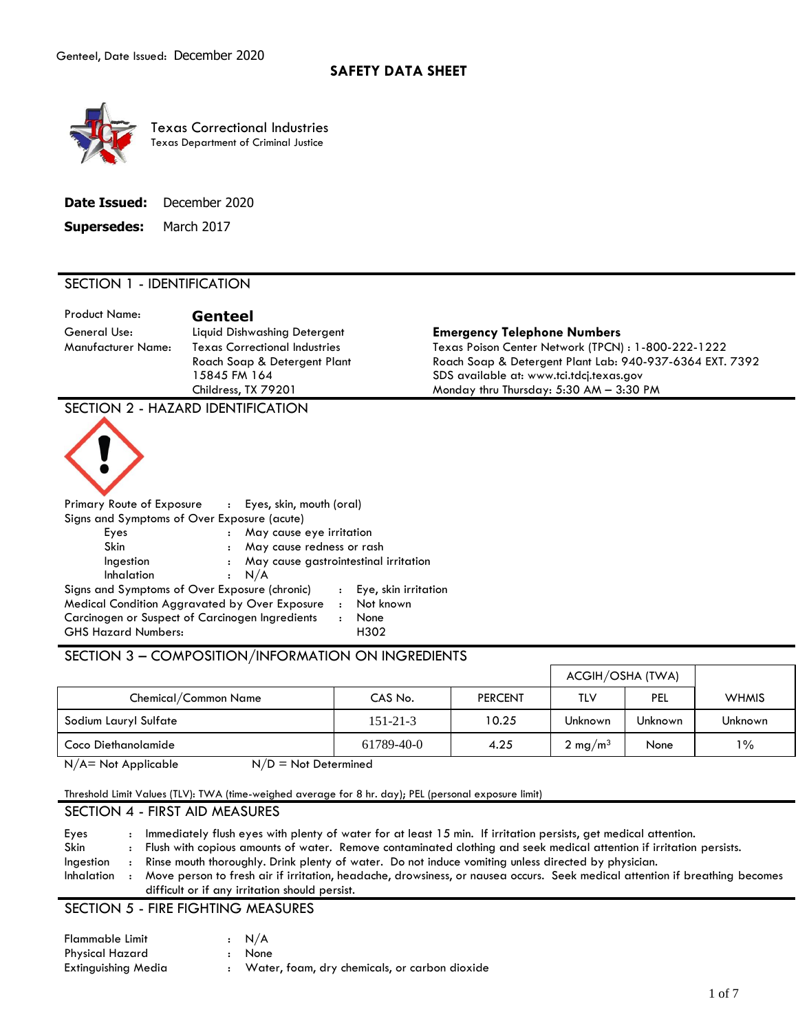**SAFETY DATA SHEET**

Texas Correctional Industries
Texas Department of Criminal Justice

**Date Issued:** December 2020

**Supersedes:** March 2017

## SECTION 1 - IDENTIFICATION

Product Name: **Genteel**
General Use: Liquid Dishwashing Detergent
Manufacturer Name: Texas Correctional Industries
Roach Soap & Detergent Plant
15845 FM 164
Childress, TX 79201

**Emergency Telephone Numbers**
Texas Poison Center Network (TPCN) : 1-800-222-1222
Roach Soap & Detergent Plant Lab: 940-937-6364 EXT. 7392
SDS available at: www.tci.tdcj.texas.gov
Monday thru Thursday: 5:30 AM – 3:30 PM

## SECTION 2 - HAZARD IDENTIFICATION

Primary Route of Exposure : Eyes, skin, mouth (oral)
Signs and Symptoms of Over Exposure (acute)
- Eyes : May cause eye irritation
- Skin : May cause redness or rash
- Ingestion : May cause gastrointestinal irritation
- Inhalation : N/A

Signs and Symptoms of Over Exposure (chronic) : Eye, skin irritation
Medical Condition Aggravated by Over Exposure : Not known
Carcinogen or Suspect of Carcinogen Ingredients : None
GHS Hazard Numbers: H302

## SECTION 3 – COMPOSITION/INFORMATION ON INGREDIENTS

| | | | ACGIH/OSHA (TWA) | | |
|---|---|---|---|---|---|
| Chemical/Common Name | CAS No. | PERCENT | TLV | PEL | WHMIS |
| Sodium Lauryl Sulfate | 151-21-3 | 10.25 | Unknown | Unknown | Unknown |
| Coco Diethanolamide | 61789-40-0 | 4.25 | 2 mg/m$^3$ | None | 1% |

N/A= Not Applicable N/D = Not Determined

Threshold Limit Values (TLV): TWA (time-weighed average for 8 hr. day); PEL (personal exposure limit)

## SECTION 4 - FIRST AID MEASURES

Eyes : Immediately flush eyes with plenty of water for at least 15 min. If irritation persists, get medical attention.
Skin : Flush with copious amounts of water. Remove contaminated clothing and seek medical attention if irritation persists.
Ingestion : Rinse mouth thoroughly. Drink plenty of water. Do not induce vomiting unless directed by physician.
Inhalation : Move person to fresh air if irritation, headache, drowsiness, or nausea occurs. Seek medical attention if breathing becomes difficult or if any irritation should persist.

## SECTION 5 - FIRE FIGHTING MEASURES

Flammable Limit : N/A
Physical Hazard : None
Extinguishing Media : Water, foam, dry chemicals, or carbon dioxide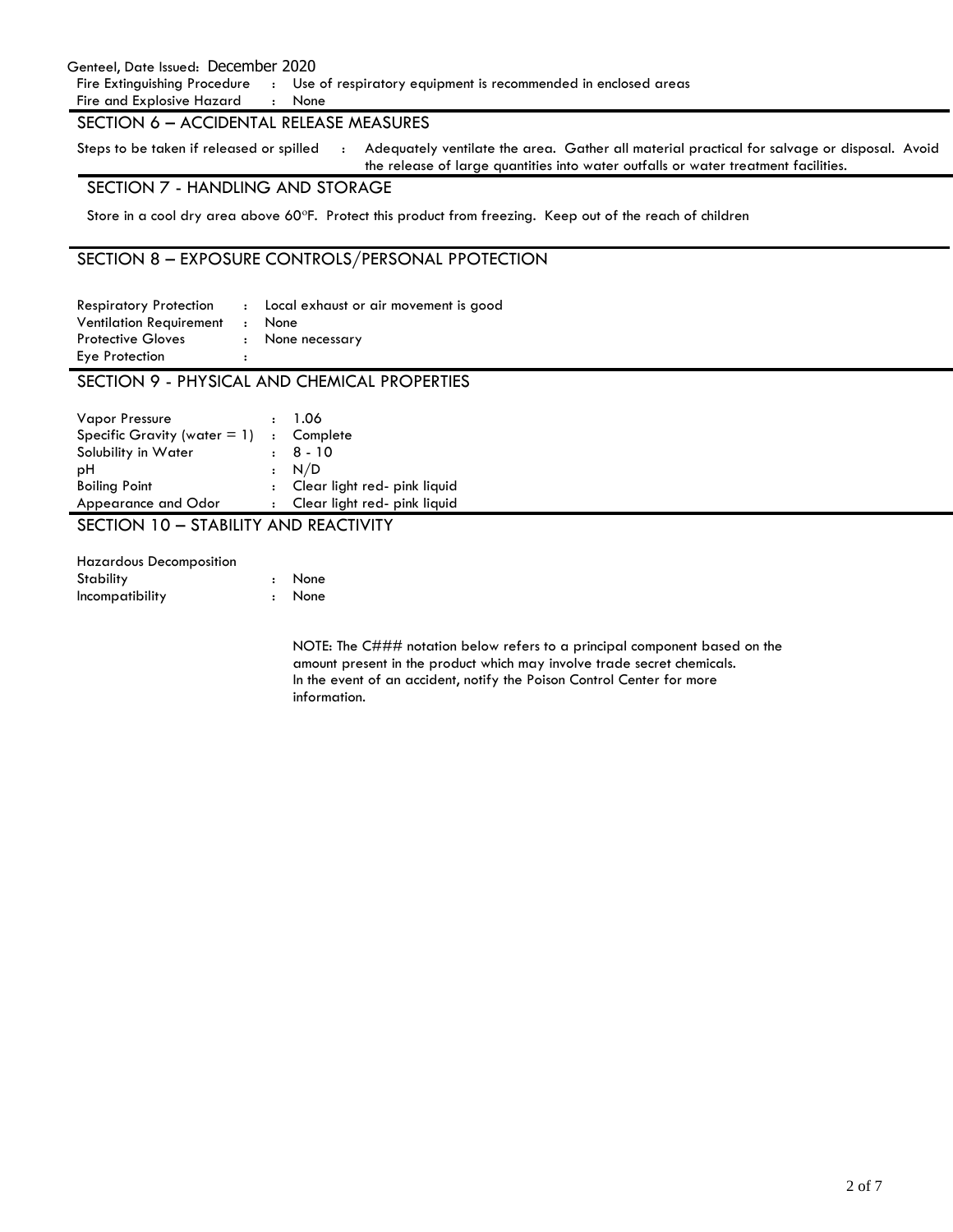Genteel, Date Issued: December 2020

Fire Extinguishing Procedure : Use of respiratory equipment is recommended in enclosed areas
Fire and Explosive Hazard : None

## SECTION 6 – ACCIDENTAL RELEASE MEASURES

Steps to be taken if released or spilled : Adequately ventilate the area. Gather all material practical for salvage or disposal. Avoid the release of large quantities into water outfalls or water treatment facilities.

## SECTION 7 - HANDLING AND STORAGE

Store in a cool dry area above 60°F. Protect this product from freezing. Keep out of the reach of children

## SECTION 8 – EXPOSURE CONTROLS/PERSONAL PPOTECTION

Respiratory Protection : Local exhaust or air movement is good
Ventilation Requirement : None
Protective Gloves : None necessary
Eye Protection :

## SECTION 9 - PHYSICAL AND CHEMICAL PROPERTIES

Vapor Pressure : 1.06
Specific Gravity (water = 1) : Complete
Solubility in Water : 8 - 10
pH : N/D
Boiling Point : Clear light red- pink liquid
Appearance and Odor : Clear light red- pink liquid

## SECTION 10 – STABILITY AND REACTIVITY

Hazardous Decomposition
Stability : None
Incompatibility : None

NOTE: The C### notation below refers to a principal component based on the amount present in the product which may involve trade secret chemicals. In the event of an accident, notify the Poison Control Center for more information.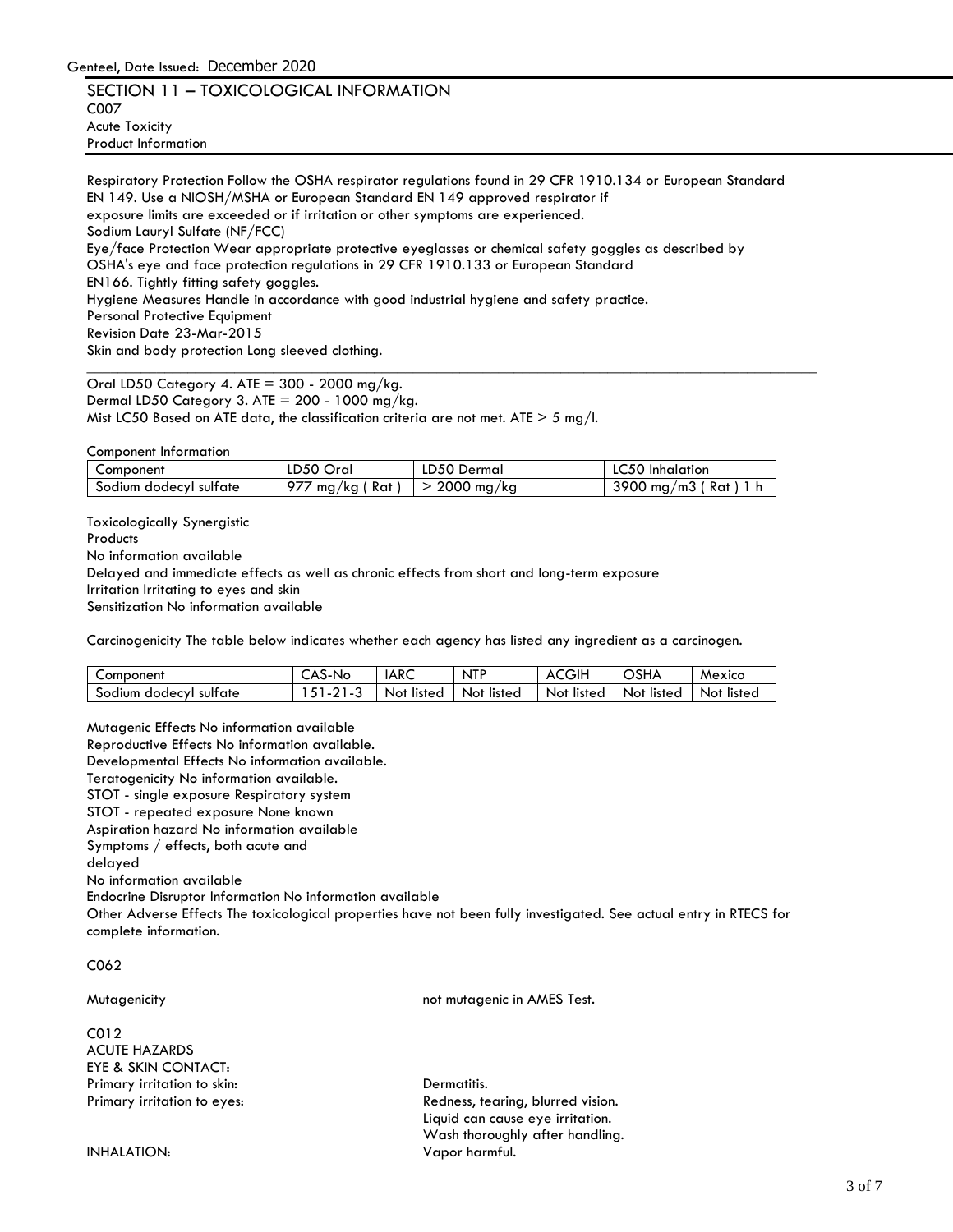## SECTION 11 – TOXICOLOGICAL INFORMATION

C007
Acute Toxicity
Product Information

Respiratory Protection Follow the OSHA respirator regulations found in 29 CFR 1910.134 or European Standard EN 149. Use a NIOSH/MSHA or European Standard EN 149 approved respirator if exposure limits are exceeded or if irritation or other symptoms are experienced.
Sodium Lauryl Sulfate (NF/FCC)
Eye/face Protection Wear appropriate protective eyeglasses or chemical safety goggles as described by OSHA's eye and face protection regulations in 29 CFR 1910.133 or European Standard EN166. Tightly fitting safety goggles.
Hygiene Measures Handle in accordance with good industrial hygiene and safety practice.
Personal Protective Equipment
Revision Date 23-Mar-2015
Skin and body protection Long sleeved clothing.

---

Oral LD50 Category 4. ATE = 300 - 2000 mg/kg.
Dermal LD50 Category 3. ATE = 200 - 1000 mg/kg.
Mist LC50 Based on ATE data, the classification criteria are not met. ATE > 5 mg/l.

Component Information

| Component | LD50 Oral | LD50 Dermal | LC50 Inhalation |
|---|---|---|---|
| Sodium dodecyl sulfate | 977 mg/kg ( Rat ) | > 2000 mg/kg | 3900 mg/m3 ( Rat ) 1 h |

Toxicologically Synergistic
Products
No information available
Delayed and immediate effects as well as chronic effects from short and long-term exposure
Irritation Irritating to eyes and skin
Sensitization No information available

Carcinogenicity The table below indicates whether each agency has listed any ingredient as a carcinogen.

| Component | CAS-No | IARC | NTP | ACGIH | OSHA | Mexico |
|---|---|---|---|---|---|---|
| Sodium dodecyl sulfate | 151-21-3 | Not listed | Not listed | Not listed | Not listed | Not listed |

Mutagenic Effects No information available
Reproductive Effects No information available.
Developmental Effects No information available.
Teratogenicity No information available.
STOT - single exposure Respiratory system
STOT - repeated exposure None known
Aspiration hazard No information available
Symptoms / effects, both acute and delayed
No information available
Endocrine Disruptor Information No information available
Other Adverse Effects The toxicological properties have not been fully investigated. See actual entry in RTECS for complete information.

C062

Mutagenicity: not mutagenic in AMES Test.

C012
ACUTE HAZARDS
EYE & SKIN CONTACT:
Primary irritation to skin: Dermatitis.
Primary irritation to eyes: Redness, tearing, blurred vision.
Liquid can cause eye irritation.
Wash thoroughly after handling.
INHALATION: Vapor harmful.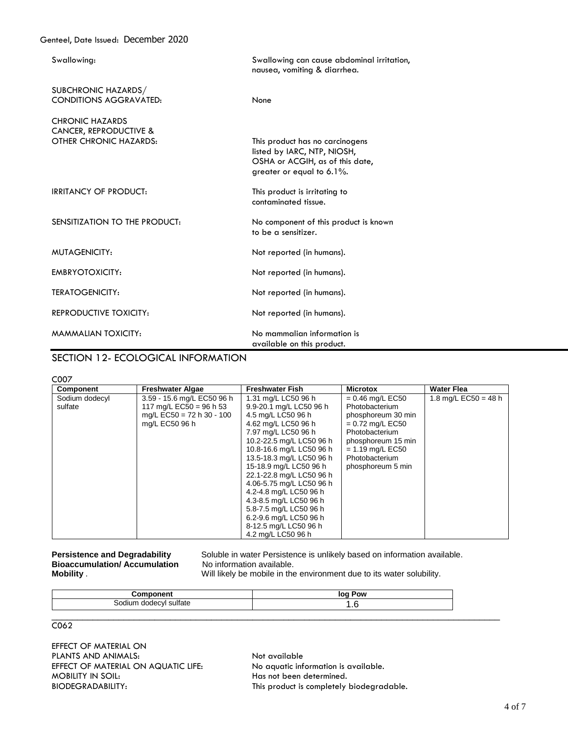| | |
|---|---|
| Swallowing: | Swallowing can cause abdominal irritation, nausea, vomiting & diarrhea. |
| SUBCHRONIC HAZARDS/ CONDITIONS AGGRAVATED: | None |
| CHRONIC HAZARDS CANCER, REPRODUCTIVE & OTHER CHRONIC HAZARDS: | This product has no carcinogens listed by IARC, NTP, NIOSH, OSHA or ACGIH, as of this date, greater or equal to 6.1%. |
| IRRITANCY OF PRODUCT: | This product is irritating to contaminated tissue. |
| SENSITIZATION TO THE PRODUCT: | No component of this product is known to be a sensitizer. |
| MUTAGENICITY: | Not reported (in humans). |
| EMBRYOTOXICITY: | Not reported (in humans). |
| TERATOGENICITY: | Not reported (in humans). |
| REPRODUCTIVE TOXICITY: | Not reported (in humans). |
| MAMMALIAN TOXICITY: | No mammalian information is available on this product. |

## SECTION 12- ECOLOGICAL INFORMATION

C007

| Component | Freshwater Algae | Freshwater Fish | Microtox | Water Flea |
|---|---|---|---|---|
| Sodium dodecyl sulfate | 3.59 - 15.6 mg/L EC50 96 h 117 mg/L EC50 = 96 h 53 mg/L EC50 = 72 h 30 - 100 mg/L EC50 96 h | 1.31 mg/L LC50 96 h 9.9-20.1 mg/L LC50 96 h 4.5 mg/L LC50 96 h 4.62 mg/L LC50 96 h 7.97 mg/L LC50 96 h 10.2-22.5 mg/L LC50 96 h 10.8-16.6 mg/L LC50 96 h 13.5-18.3 mg/L LC50 96 h 15-18.9 mg/L LC50 96 h 22.1-22.8 mg/L LC50 96 h 4.06-5.75 mg/L LC50 96 h 4.2-4.8 mg/L LC50 96 h 4.3-8.5 mg/L LC50 96 h 5.8-7.5 mg/L LC50 96 h 6.2-9.6 mg/L LC50 96 h 8-12.5 mg/L LC50 96 h 4.2 mg/L LC50 96 h | = 0.46 mg/L EC50 Photobacterium phosphoreum 30 min = 0.72 mg/L EC50 Photobacterium phosphoreum 15 min = 1.19 mg/L EC50 Photobacterium phosphoreum 5 min | 1.8 mg/L EC50 = 48 h |

**Persistence and Degradability** Soluble in water Persistence is unlikely based on information available.
**Bioaccumulation/ Accumulation** No information available.
**Mobility** . Will likely be mobile in the environment due to its water solubility.

| Component | log Pow |
|---|---|
| Sodium dodecyl sulfate | 1.6 |

C062

| | |
|---|---|
| EFFECT OF MATERIAL ON PLANTS AND ANIMALS: | Not available |
| EFFECT OF MATERIAL ON AQUATIC LIFE: | No aquatic information is available. |
| MOBILITY IN SOIL: | Has not been determined. |
| BIODEGRADABILITY: | This product is completely biodegradable. |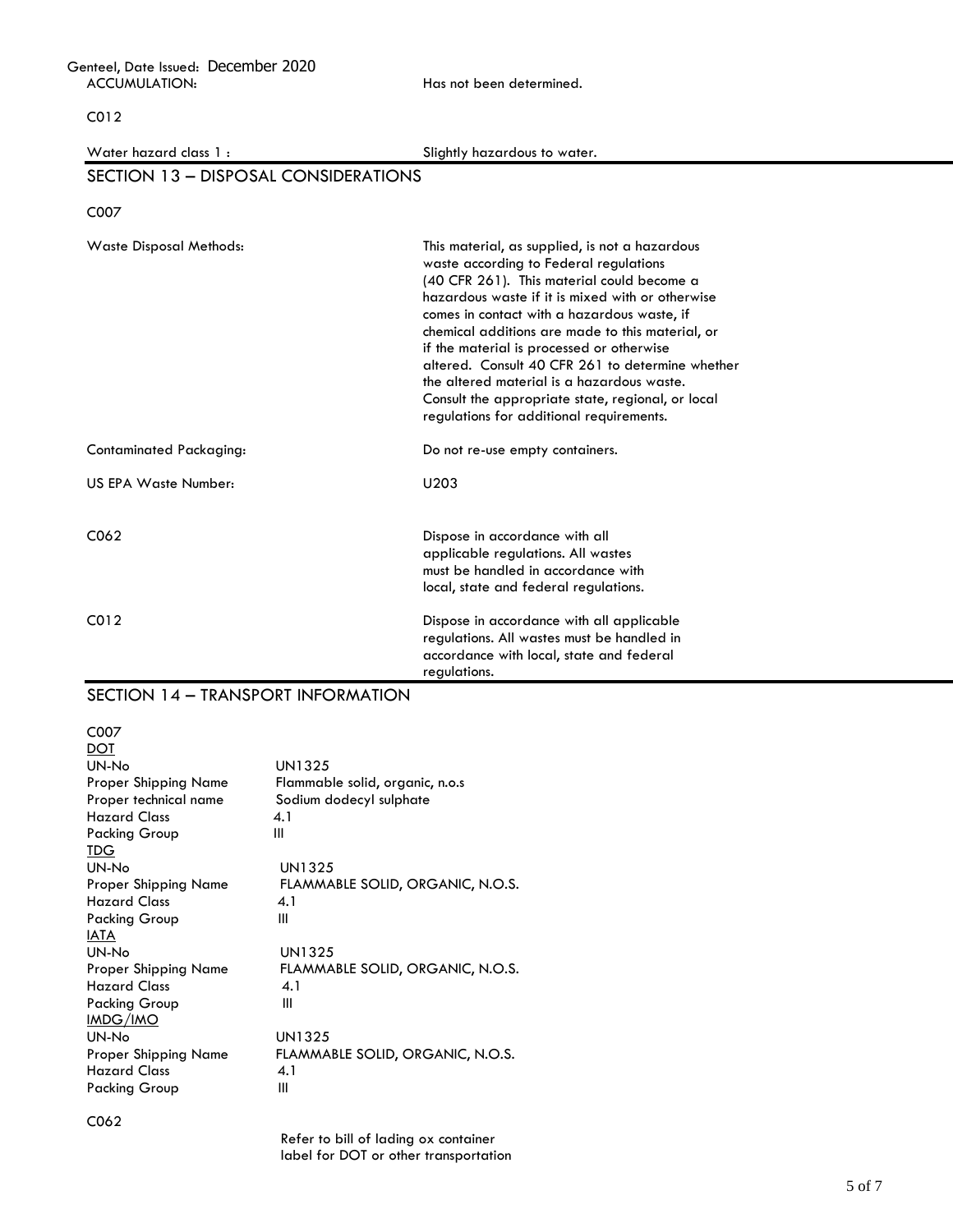ACCUMULATION: Has not been determined.

C012

Water hazard class 1 : Slightly hazardous to water.

## SECTION 13 – DISPOSAL CONSIDERATIONS

C007

| | |
|---|---|
| Waste Disposal Methods: | This material, as supplied, is not a hazardous waste according to Federal regulations (40 CFR 261). This material could become a hazardous waste if it is mixed with or otherwise comes in contact with a hazardous waste, if chemical additions are made to this material, or if the material is processed or otherwise altered. Consult 40 CFR 261 to determine whether the altered material is a hazardous waste. Consult the appropriate state, regional, or local regulations for additional requirements. |
| Contaminated Packaging: | Do not re-use empty containers. |
| US EPA Waste Number: | U203 |
| C062 | Dispose in accordance with all applicable regulations. All wastes must be handled in accordance with local, state and federal regulations. |
| C012 | Dispose in accordance with all applicable regulations. All wastes must be handled in accordance with local, state and federal regulations. |

## SECTION 14 – TRANSPORT INFORMATION

C007

<u>DOT</u>

| | |
|---|---|
| UN-No | UN1325 |
| Proper Shipping Name | Flammable solid, organic, n.o.s |
| Proper technical name | Sodium dodecyl sulphate |
| Hazard Class | 4.1 |
| Packing Group | III |

<u>TDG</u>

| | |
|---|---|
| UN-No | UN1325 |
| Proper Shipping Name | FLAMMABLE SOLID, ORGANIC, N.O.S. |
| Hazard Class | 4.1 |
| Packing Group | III |

<u>IATA</u>

| | |
|---|---|
| UN-No | UN1325 |
| Proper Shipping Name | FLAMMABLE SOLID, ORGANIC, N.O.S. |
| Hazard Class | 4.1 |
| Packing Group | III |

<u>IMDG/IMO</u>

| | |
|---|---|
| UN-No | UN1325 |
| Proper Shipping Name | FLAMMABLE SOLID, ORGANIC, N.O.S. |
| Hazard Class | 4.1 |
| Packing Group | III |

C062

Refer to bill of lading ox container label for DOT or other transportation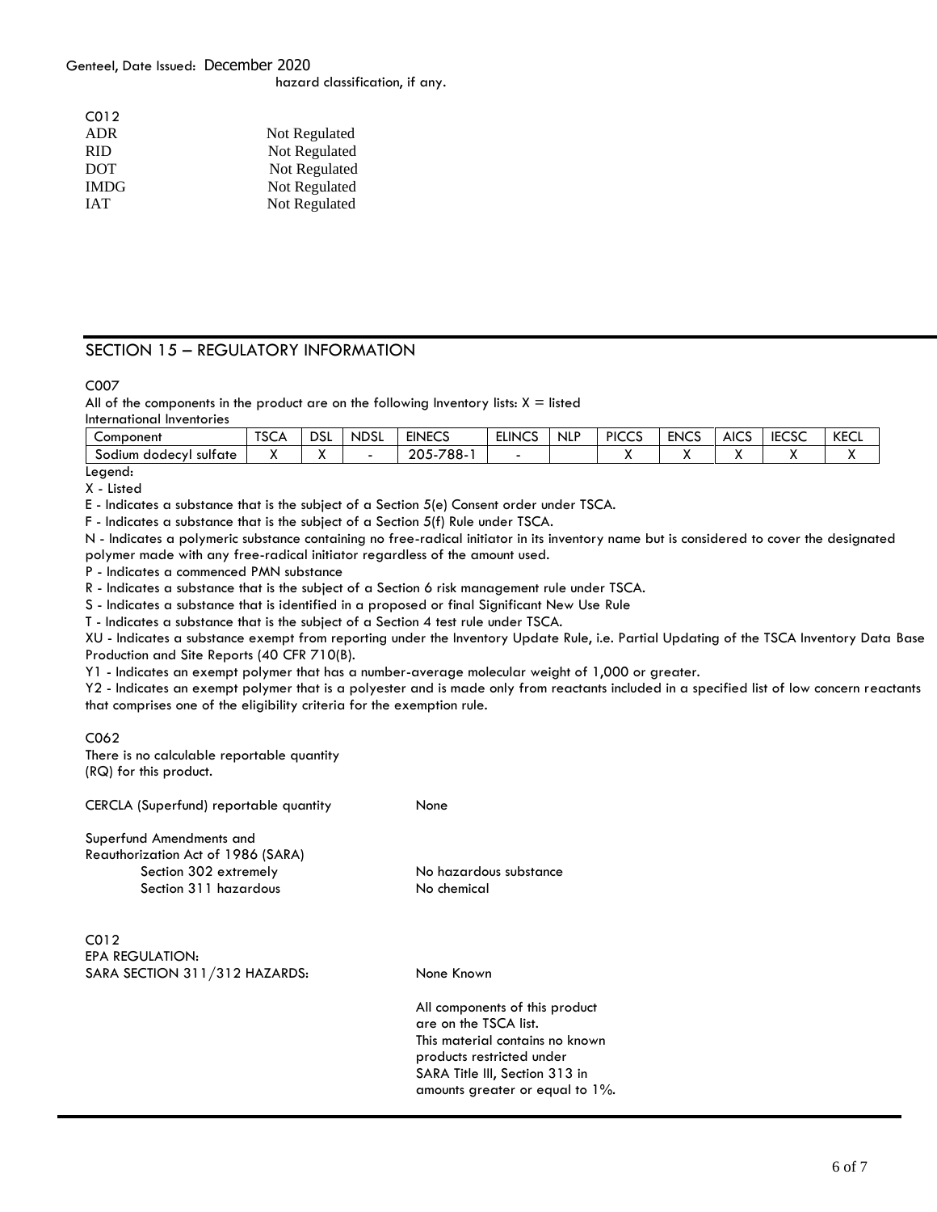hazard classification, if any.

C012

| | |
|---|---|
| ADR | Not Regulated |
| RID | Not Regulated |
| DOT | Not Regulated |
| IMDG | Not Regulated |
| IAT | Not Regulated |

## SECTION 15 – REGULATORY INFORMATION

C007

All of the components in the product are on the following Inventory lists: X = listed

International Inventories

| Component | TSCA | DSL | NDSL | EINECS | ELINCS | NLP | PICCS | ENCS | AICS | IECSC | KECL |
|---|---|---|---|---|---|---|---|---|---|---|---|
| Sodium dodecyl sulfate | X | X | - | 205-788-1 | - | | X | X | X | X | X |

Legend:

X - Listed

E - Indicates a substance that is the subject of a Section 5(e) Consent order under TSCA.

F - Indicates a substance that is the subject of a Section 5(f) Rule under TSCA.

N - Indicates a polymeric substance containing no free-radical initiator in its inventory name but is considered to cover the designated polymer made with any free-radical initiator regardless of the amount used.

P - Indicates a commenced PMN substance

R - Indicates a substance that is the subject of a Section 6 risk management rule under TSCA.

S - Indicates a substance that is identified in a proposed or final Significant New Use Rule

T - Indicates a substance that is the subject of a Section 4 test rule under TSCA.

XU - Indicates a substance exempt from reporting under the Inventory Update Rule, i.e. Partial Updating of the TSCA Inventory Data Base Production and Site Reports (40 CFR 710(B).

Y1 - Indicates an exempt polymer that has a number-average molecular weight of 1,000 or greater.

Y2 - Indicates an exempt polymer that is a polyester and is made only from reactants included in a specified list of low concern reactants that comprises one of the eligibility criteria for the exemption rule.

C062

There is no calculable reportable quantity (RQ) for this product.

CERCLA (Superfund) reportable quantity: None

Superfund Amendments and Reauthorization Act of 1986 (SARA)

- Section 302 extremely: No hazardous substance
- Section 311 hazardous: No chemical

C012

EPA REGULATION:

SARA SECTION 311/312 HAZARDS: None Known

All components of this product are on the TSCA list. This material contains no known products restricted under SARA Title III, Section 313 in amounts greater or equal to 1%.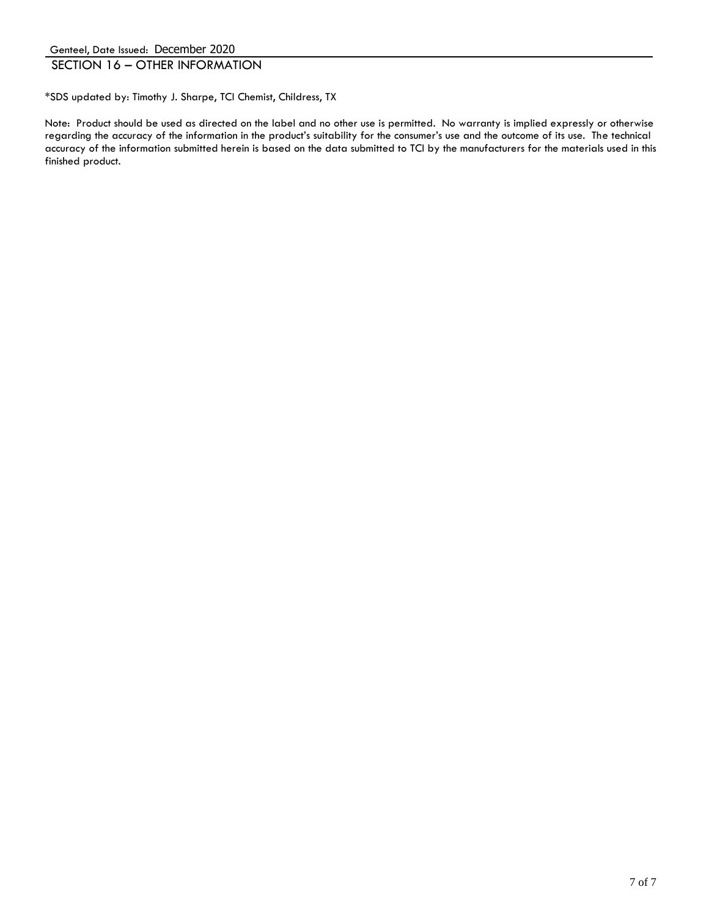## SECTION 16 – OTHER INFORMATION

*SDS updated by: Timothy J. Sharpe, TCI Chemist, Childress, TX

Note: Product should be used as directed on the label and no other use is permitted. No warranty is implied expressly or otherwise regarding the accuracy of the information in the product's suitability for the consumer's use and the outcome of its use. The technical accuracy of the information submitted herein is based on the data submitted to TCI by the manufacturers for the materials used in this finished product.